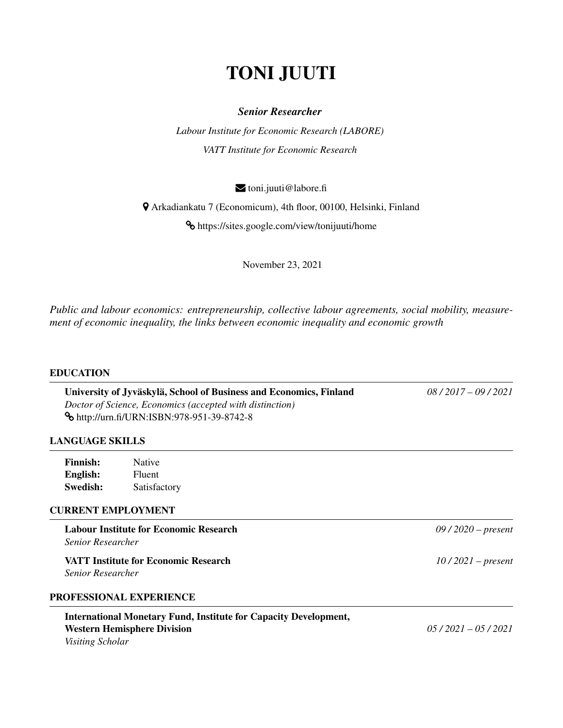# TONI JUUTI

***Senior Researcher***

*Labour Institute for Economic Research (LABORE)*

*VATT Institute for Economic Research*

toni.juuti@labore.fi

Arkadiankatu 7 (Economicum), 4th floor, 00100, Helsinki, Finland

https://sites.google.com/view/tonijuuti/home

November 23, 2021

*Public and labour economics: entrepreneurship, collective labour agreements, social mobility, measurement of economic inequality, the links between economic inequality and economic growth*

## EDUCATION

**University of Jyväskylä, School of Business and Economics, Finland** *08 / 2017 – 09 / 2021*
*Doctor of Science, Economics (accepted with distinction)*
http://urn.fi/URN:ISBN:978-951-39-8742-8

## LANGUAGE SKILLS

**Finnish:** Native
**English:** Fluent
**Swedish:** Satisfactory

## CURRENT EMPLOYMENT

**Labour Institute for Economic Research** *09 / 2020 – present*
*Senior Researcher*

**VATT Institute for Economic Research** *10 / 2021 – present*
*Senior Researcher*

## PROFESSIONAL EXPERIENCE

**International Monetary Fund, Institute for Capacity Development, Western Hemisphere Division** *05 / 2021 – 05 / 2021*
*Visiting Scholar*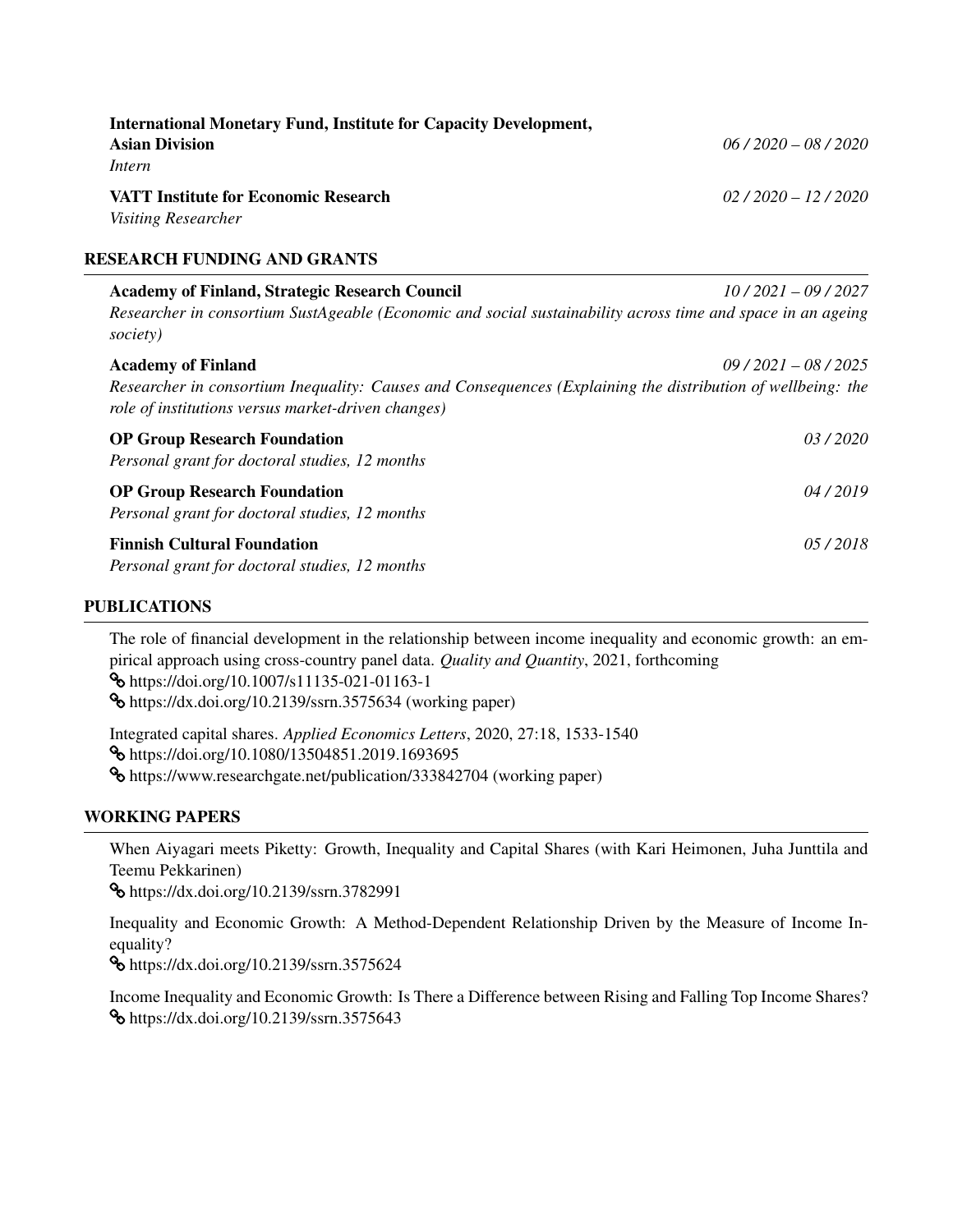**International Monetary Fund, Institute for Capacity Development, Asian Division** *06 / 2020 – 08 / 2020*
*Intern*

**VATT Institute for Economic Research** *02 / 2020 – 12 / 2020*
*Visiting Researcher*

## RESEARCH FUNDING AND GRANTS

**Academy of Finland, Strategic Research Council** *10 / 2021 – 09 / 2027*
*Researcher in consortium SustAgeable (Economic and social sustainability across time and space in an ageing society)*

**Academy of Finland** *09 / 2021 – 08 / 2025*
*Researcher in consortium Inequality: Causes and Consequences (Explaining the distribution of wellbeing: the role of institutions versus market-driven changes)*

**OP Group Research Foundation** *03 / 2020*
*Personal grant for doctoral studies, 12 months*

**OP Group Research Foundation** *04 / 2019*
*Personal grant for doctoral studies, 12 months*

**Finnish Cultural Foundation** *05 / 2018*
*Personal grant for doctoral studies, 12 months*

## PUBLICATIONS

The role of financial development in the relationship between income inequality and economic growth: an empirical approach using cross-country panel data. *Quality and Quantity*, 2021, forthcoming
https://doi.org/10.1007/s11135-021-01163-1
https://dx.doi.org/10.2139/ssrn.3575634 (working paper)

Integrated capital shares. *Applied Economics Letters*, 2020, 27:18, 1533-1540
https://doi.org/10.1080/13504851.2019.1693695
https://www.researchgate.net/publication/333842704 (working paper)

## WORKING PAPERS

When Aiyagari meets Piketty: Growth, Inequality and Capital Shares (with Kari Heimonen, Juha Junttila and Teemu Pekkarinen)
https://dx.doi.org/10.2139/ssrn.3782991

Inequality and Economic Growth: A Method-Dependent Relationship Driven by the Measure of Income Inequality?
https://dx.doi.org/10.2139/ssrn.3575624

Income Inequality and Economic Growth: Is There a Difference between Rising and Falling Top Income Shares?
https://dx.doi.org/10.2139/ssrn.3575643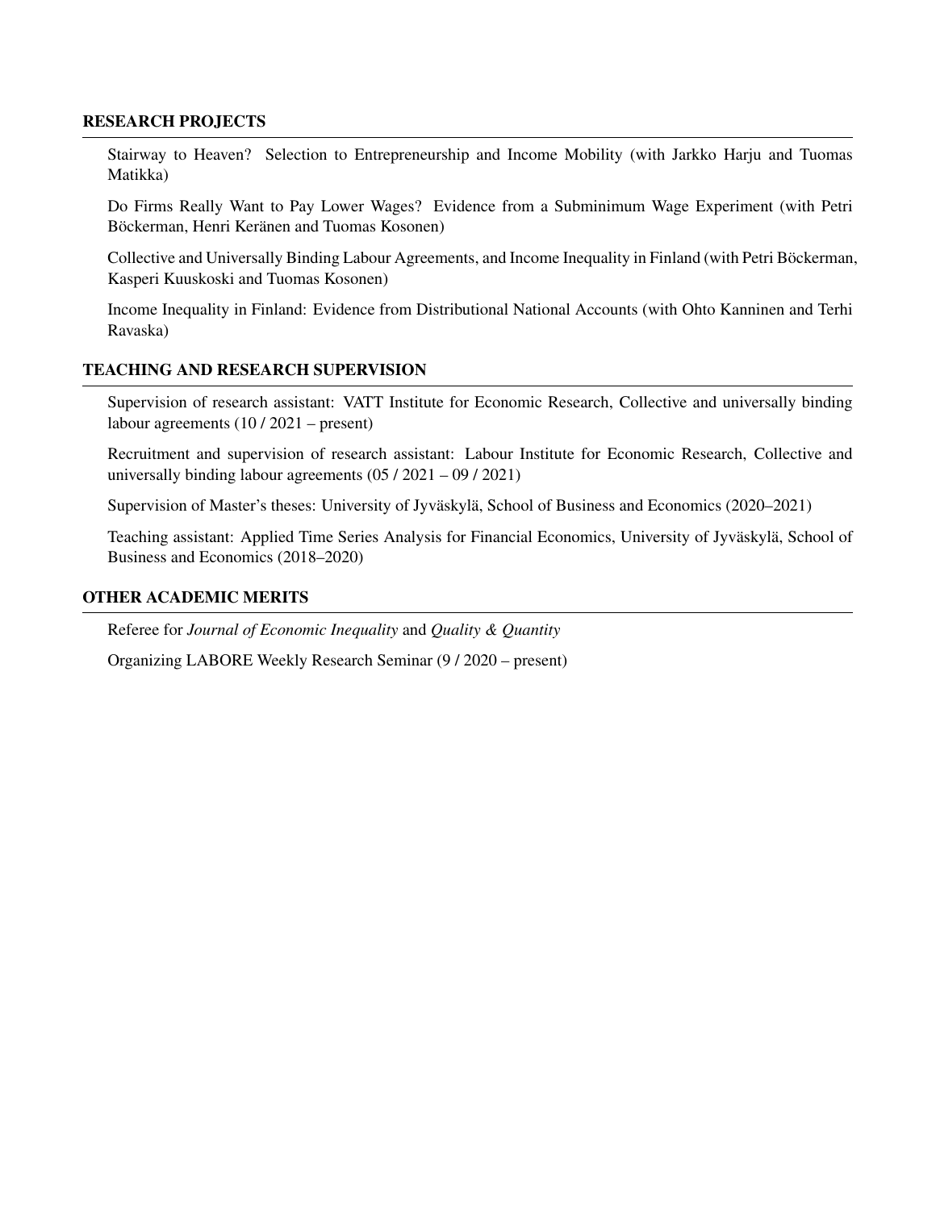## RESEARCH PROJECTS

Stairway to Heaven? Selection to Entrepreneurship and Income Mobility (with Jarkko Harju and Tuomas Matikka)

Do Firms Really Want to Pay Lower Wages? Evidence from a Subminimum Wage Experiment (with Petri Böckerman, Henri Keränen and Tuomas Kosonen)

Collective and Universally Binding Labour Agreements, and Income Inequality in Finland (with Petri Böckerman, Kasperi Kuuskoski and Tuomas Kosonen)

Income Inequality in Finland: Evidence from Distributional National Accounts (with Ohto Kanninen and Terhi Ravaska)

## TEACHING AND RESEARCH SUPERVISION

Supervision of research assistant: VATT Institute for Economic Research, Collective and universally binding labour agreements (10 / 2021 – present)

Recruitment and supervision of research assistant: Labour Institute for Economic Research, Collective and universally binding labour agreements (05 / 2021 – 09 / 2021)

Supervision of Master's theses: University of Jyväskylä, School of Business and Economics (2020–2021)

Teaching assistant: Applied Time Series Analysis for Financial Economics, University of Jyväskylä, School of Business and Economics (2018–2020)

## OTHER ACADEMIC MERITS

Referee for *Journal of Economic Inequality* and *Quality & Quantity*

Organizing LABORE Weekly Research Seminar (9 / 2020 – present)